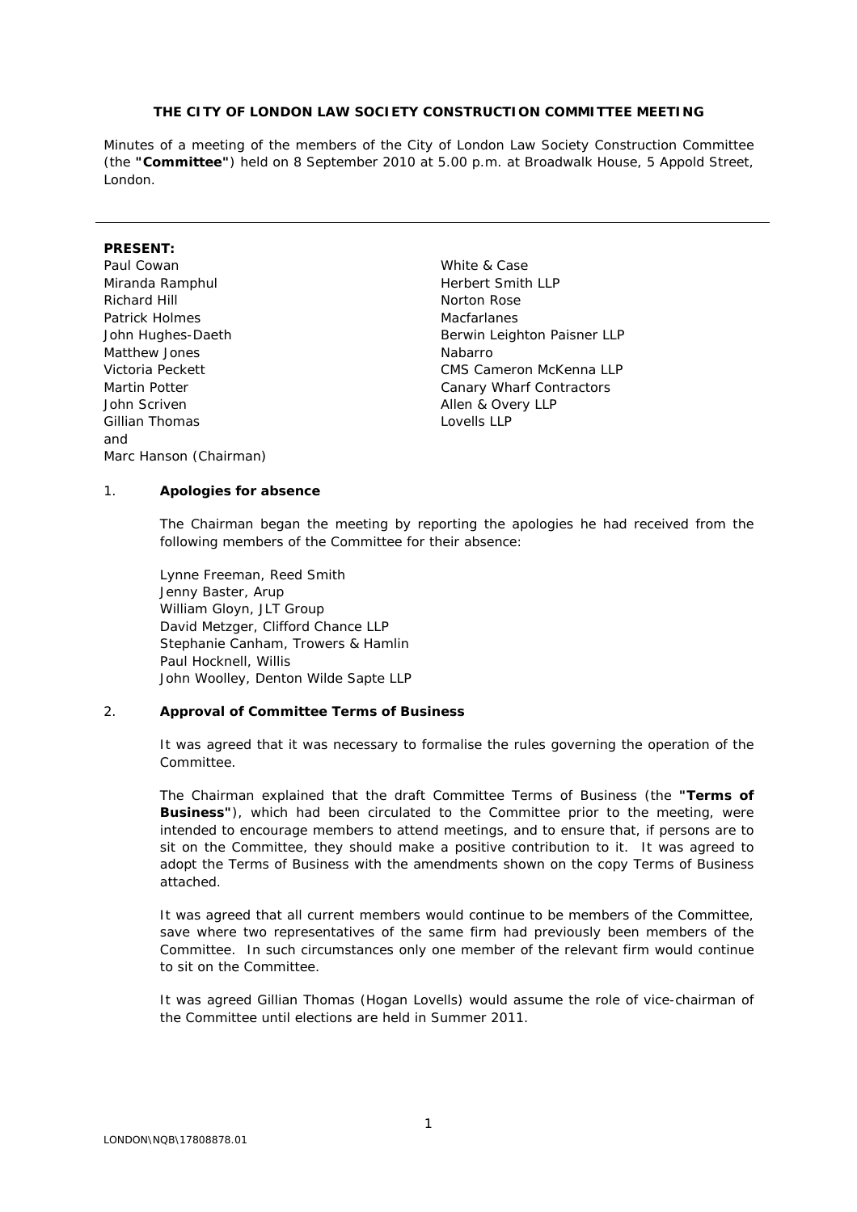**THE CITY OF LONDON LAW SOCIETY CONSTRUCTION COMMITTEE MEETING**

Minutes of a meeting of the members of the City of London Law Society Construction Committee (the **"Committee"**) held on 8 September 2010 at 5.00 p.m. at Broadwalk House, 5 Appold Street, London.

---

**PRESENT:**

| | |
|---|---|
| Paul Cowan | White & Case |
| Miranda Ramphul | Herbert Smith LLP |
| Richard Hill | Norton Rose |
| Patrick Holmes | Macfarlanes |
| John Hughes-Daeth | Berwin Leighton Paisner LLP |
| Matthew Jones | Nabarro |
| Victoria Peckett | CMS Cameron McKenna LLP |
| Martin Potter | Canary Wharf Contractors |
| John Scriven | Allen & Overy LLP |
| Gillian Thomas | Lovells LLP |

and

Marc Hanson (Chairman)

1. **Apologies for absence**

   The Chairman began the meeting by reporting the apologies he had received from the following members of the Committee for their absence:

   Lynne Freeman, Reed Smith
   Jenny Baster, Arup
   William Gloyn, JLT Group
   David Metzger, Clifford Chance LLP
   Stephanie Canham, Trowers & Hamlin
   Paul Hocknell, Willis
   John Woolley, Denton Wilde Sapte LLP

2. **Approval of Committee Terms of Business**

   It was agreed that it was necessary to formalise the rules governing the operation of the Committee.

   The Chairman explained that the draft Committee Terms of Business (the **"Terms of Business"**), which had been circulated to the Committee prior to the meeting, were intended to encourage members to attend meetings, and to ensure that, if persons are to sit on the Committee, they should make a positive contribution to it. It was agreed to adopt the Terms of Business with the amendments shown on the copy Terms of Business attached.

   It was agreed that all current members would continue to be members of the Committee, save where two representatives of the same firm had previously been members of the Committee. In such circumstances only one member of the relevant firm would continue to sit on the Committee.

   It was agreed Gillian Thomas (Hogan Lovells) would assume the role of vice-chairman of the Committee until elections are held in Summer 2011.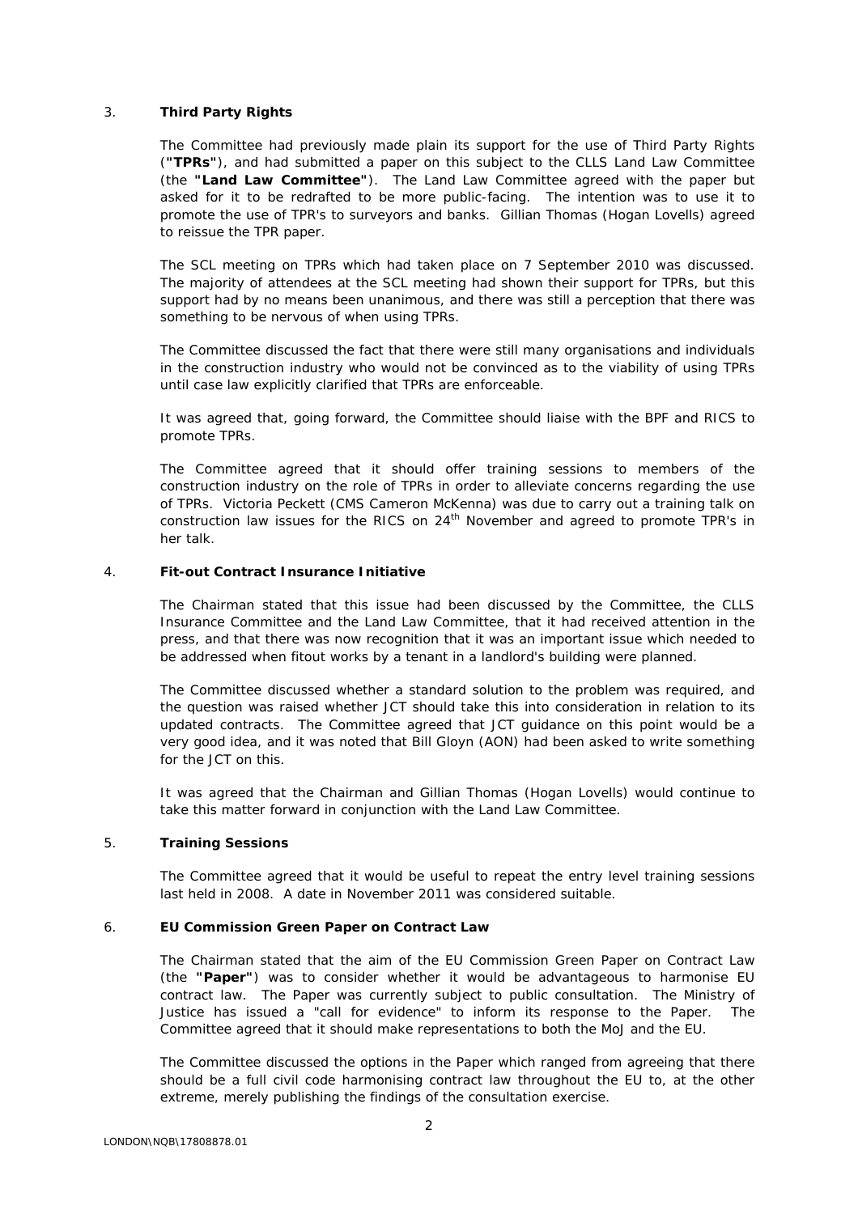3. **Third Party Rights**

The Committee had previously made plain its support for the use of Third Party Rights (**"TPRs"**), and had submitted a paper on this subject to the CLLS Land Law Committee (the **"Land Law Committee"**). The Land Law Committee agreed with the paper but asked for it to be redrafted to be more public-facing. The intention was to use it to promote the use of TPR's to surveyors and banks. Gillian Thomas (Hogan Lovells) agreed to reissue the TPR paper.

The SCL meeting on TPRs which had taken place on 7 September 2010 was discussed. The majority of attendees at the SCL meeting had shown their support for TPRs, but this support had by no means been unanimous, and there was still a perception that there was something to be nervous of when using TPRs.

The Committee discussed the fact that there were still many organisations and individuals in the construction industry who would not be convinced as to the viability of using TPRs until case law explicitly clarified that TPRs are enforceable.

It was agreed that, going forward, the Committee should liaise with the BPF and RICS to promote TPRs.

The Committee agreed that it should offer training sessions to members of the construction industry on the role of TPRs in order to alleviate concerns regarding the use of TPRs. Victoria Peckett (CMS Cameron McKenna) was due to carry out a training talk on construction law issues for the RICS on 24th November and agreed to promote TPR's in her talk.

4. **Fit-out Contract Insurance Initiative**

The Chairman stated that this issue had been discussed by the Committee, the CLLS Insurance Committee and the Land Law Committee, that it had received attention in the press, and that there was now recognition that it was an important issue which needed to be addressed when fitout works by a tenant in a landlord's building were planned.

The Committee discussed whether a standard solution to the problem was required, and the question was raised whether JCT should take this into consideration in relation to its updated contracts. The Committee agreed that JCT guidance on this point would be a very good idea, and it was noted that Bill Gloyn (AON) had been asked to write something for the JCT on this.

It was agreed that the Chairman and Gillian Thomas (Hogan Lovells) would continue to take this matter forward in conjunction with the Land Law Committee.

5. **Training Sessions**

The Committee agreed that it would be useful to repeat the entry level training sessions last held in 2008. A date in November 2011 was considered suitable.

6. **EU Commission Green Paper on Contract Law**

The Chairman stated that the aim of the EU Commission Green Paper on Contract Law (the **"Paper"**) was to consider whether it would be advantageous to harmonise EU contract law. The Paper was currently subject to public consultation. The Ministry of Justice has issued a "call for evidence" to inform its response to the Paper. The Committee agreed that it should make representations to both the MoJ and the EU.

The Committee discussed the options in the Paper which ranged from agreeing that there should be a full civil code harmonising contract law throughout the EU to, at the other extreme, merely publishing the findings of the consultation exercise.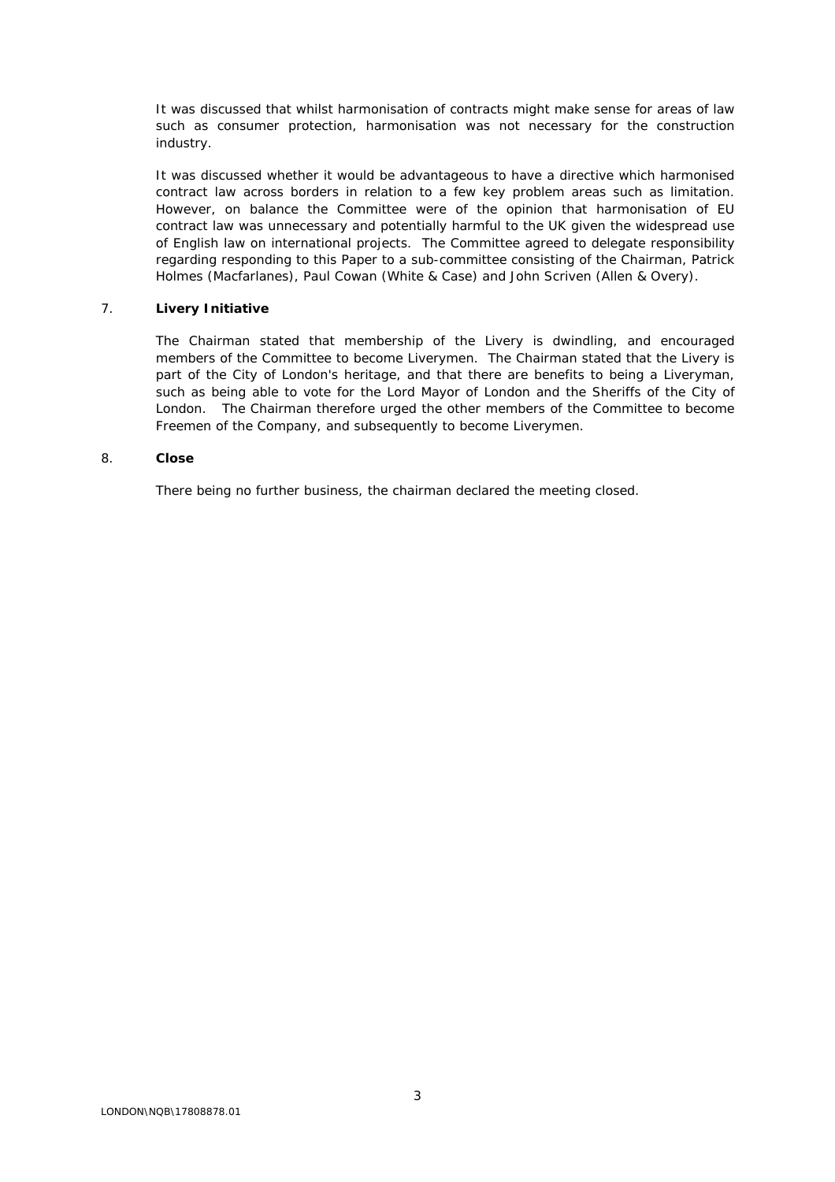It was discussed that whilst harmonisation of contracts might make sense for areas of law such as consumer protection, harmonisation was not necessary for the construction industry.

It was discussed whether it would be advantageous to have a directive which harmonised contract law across borders in relation to a few key problem areas such as limitation. However, on balance the Committee were of the opinion that harmonisation of EU contract law was unnecessary and potentially harmful to the UK given the widespread use of English law on international projects. The Committee agreed to delegate responsibility regarding responding to this Paper to a sub-committee consisting of the Chairman, Patrick Holmes (Macfarlanes), Paul Cowan (White & Case) and John Scriven (Allen & Overy).

7. **Livery Initiative**

The Chairman stated that membership of the Livery is dwindling, and encouraged members of the Committee to become Liverymen. The Chairman stated that the Livery is part of the City of London's heritage, and that there are benefits to being a Liveryman, such as being able to vote for the Lord Mayor of London and the Sheriffs of the City of London. The Chairman therefore urged the other members of the Committee to become Freemen of the Company, and subsequently to become Liverymen.

8. **Close**

There being no further business, the chairman declared the meeting closed.

LONDON\NQB\17808878.01